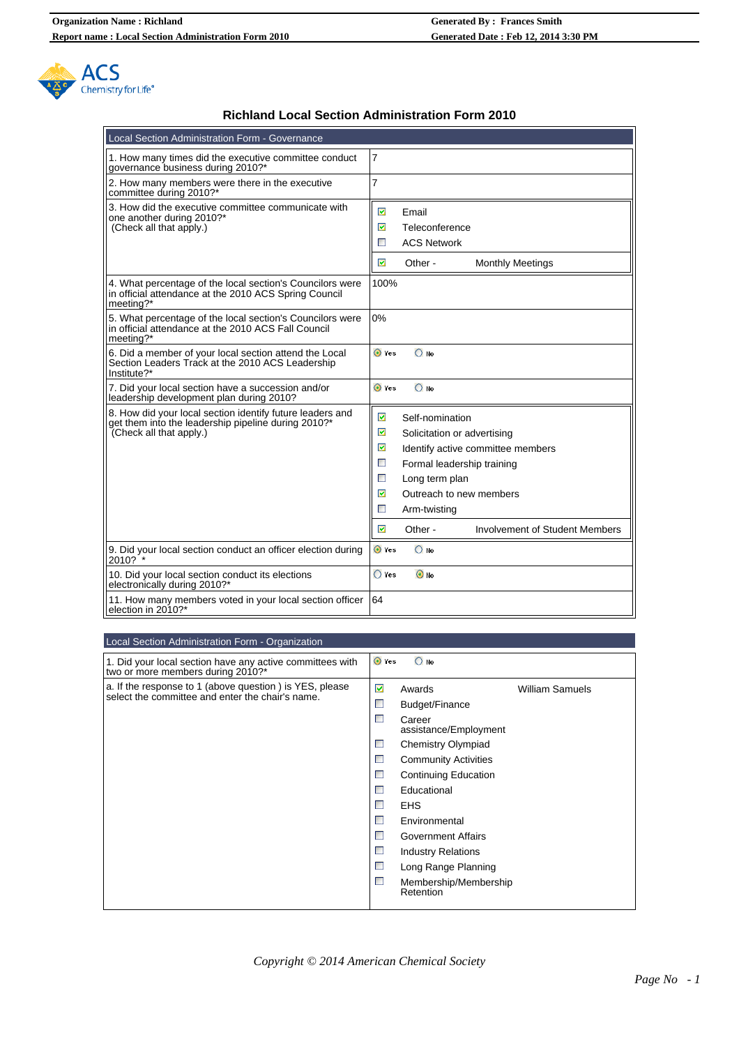**Organization Name : Richland** | **Generated By : Frances Smith**
**Report name : Local Section Administration Form 2010** | **Generated Date : Feb 12, 2014 3:30 PM**

# Richland Local Section Administration Form 2010

## Local Section Administration Form - Governance

| Question | Response |
|---|---|
| 1. How many times did the executive committee conduct governance business during 2010?* | 7 |
| 2. How many members were there in the executive committee during 2010?* | 7 |
| 3. How did the executive committee communicate with one another during 2010?* (Check all that apply.) | ☑ Email<br>☑ Teleconference<br>☐ ACS Network<br>☑ Other - Monthly Meetings |
| 4. What percentage of the local section's Councilors were in official attendance at the 2010 ACS Spring Council meeting?* | 100% |
| 5. What percentage of the local section's Councilors were in official attendance at the 2010 ACS Fall Council meeting?* | 0% |
| 6. Did a member of your local section attend the Local Section Leaders Track at the 2010 ACS Leadership Institute?* | ◉ Yes ○ No |
| 7. Did your local section have a succession and/or leadership development plan during 2010? | ◉ Yes ○ No |
| 8. How did your local section identify future leaders and get them into the leadership pipeline during 2010?* (Check all that apply.) | ☑ Self-nomination<br>☑ Solicitation or advertising<br>☑ Identify active committee members<br>☐ Formal leadership training<br>☐ Long term plan<br>☑ Outreach to new members<br>☐ Arm-twisting<br>☑ Other - Involvement of Student Members |
| 9. Did your local section conduct an officer election during 2010? * | ◉ Yes ○ No |
| 10. Did your local section conduct its elections electronically during 2010?* | ○ Yes ◉ No |
| 11. How many members voted in your local section officer election in 2010?* | 64 |

## Local Section Administration Form - Organization

| Question | Response |
|---|---|
| 1. Did your local section have any active committees with two or more members during 2010?* | ◉ Yes ○ No |
| a. If the response to 1 (above question ) is YES, please select the committee and enter the chair's name. | ☑ Awards — William Samuels<br>☐ Budget/Finance<br>☐ Career assistance/Employment<br>☐ Chemistry Olympiad<br>☐ Community Activities<br>☐ Continuing Education<br>☐ Educational<br>☐ EHS<br>☐ Environmental<br>☐ Government Affairs<br>☐ Industry Relations<br>☐ Long Range Planning<br>☐ Membership/Membership Retention |

*Copyright © 2014 American Chemical Society*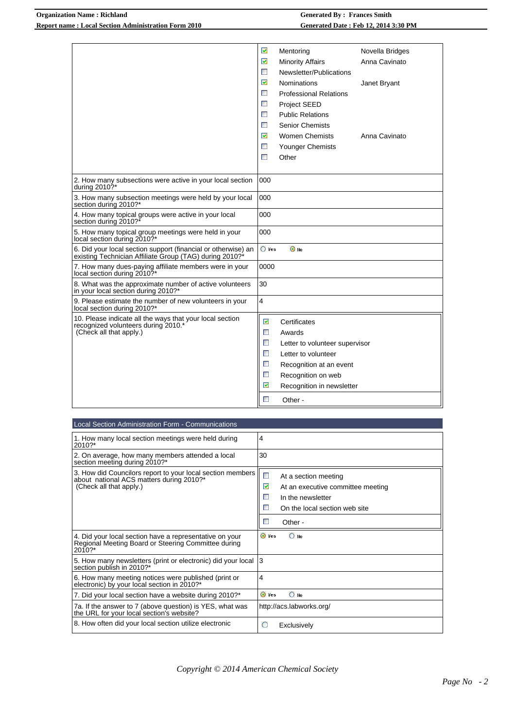| | | | |
|---|---|---|---|
| | ☑ | Mentoring | Novella Bridges |
| | ☑ | Minority Affairs | Anna Cavinato |
| | ☐ | Newsletter/Publications | |
| | ☑ | Nominations | Janet Bryant |
| | ☐ | Professional Relations | |
| | ☐ | Project SEED | |
| | ☐ | Public Relations | |
| | ☐ | Senior Chemists | |
| | ☑ | Women Chemists | Anna Cavinato |
| | ☐ | Younger Chemists | |
| | ☐ | Other | |

| Question | Answer |
|---|---|
| 2. How many subsections were active in your local section during 2010?* | 000 |
| 3. How many subsection meetings were held by your local section during 2010?* | 000 |
| 4. How many topical groups were active in your local section during 2010?* | 000 |
| 5. How many topical group meetings were held in your local section during 2010?* | 000 |
| 6. Did your local section support (financial or otherwise) an existing Technician Affiliate Group (TAG) during 2010?* | ○ Yes ◉ No |
| 7. How many dues-paying affiliate members were in your local section during 2010?* | 0000 |
| 8. What was the approximate number of active volunteers in your local section during 2010?* | 30 |
| 9. Please estimate the number of new volunteers in your local section during 2010?* | 4 |
| 10. Please indicate all the ways that your local section recognized volunteers during 2010.* (Check all that apply.) | ☑ Certificates<br>☐ Awards<br>☐ Letter to volunteer supervisor<br>☐ Letter to volunteer<br>☐ Recognition at an event<br>☐ Recognition on web<br>☑ Recognition in newsletter<br>☐ Other - |

## Local Section Administration Form - Communications

| Question | Answer |
|---|---|
| 1. How many local section meetings were held during 2010?* | 4 |
| 2. On average, how many members attended a local section meeting during 2010?* | 30 |
| 3. How did Councilors report to your local section members about national ACS matters during 2010?* (Check all that apply.) | ☐ At a section meeting<br>☑ At an executive committee meeting<br>☐ In the newsletter<br>☐ On the local section web site<br>☐ Other - |
| 4. Did your local section have a representative on your Regional Meeting Board or Steering Committee during 2010?* | ◉ Yes ○ No |
| 5. How many newsletters (print or electronic) did your local section publish in 2010?* | 3 |
| 6. How many meeting notices were published (print or electronic) by your local section in 2010?* | 4 |
| 7. Did your local section have a website during 2010?* | ◉ Yes ○ No |
| 7a. If the answer to 7 (above question) is YES, what was the URL for your local section's website? | http://acs.labworks.org/ |
| 8. How often did your local section utilize electronic | ○ Exclusively |

*Copyright © 2014 American Chemical Society*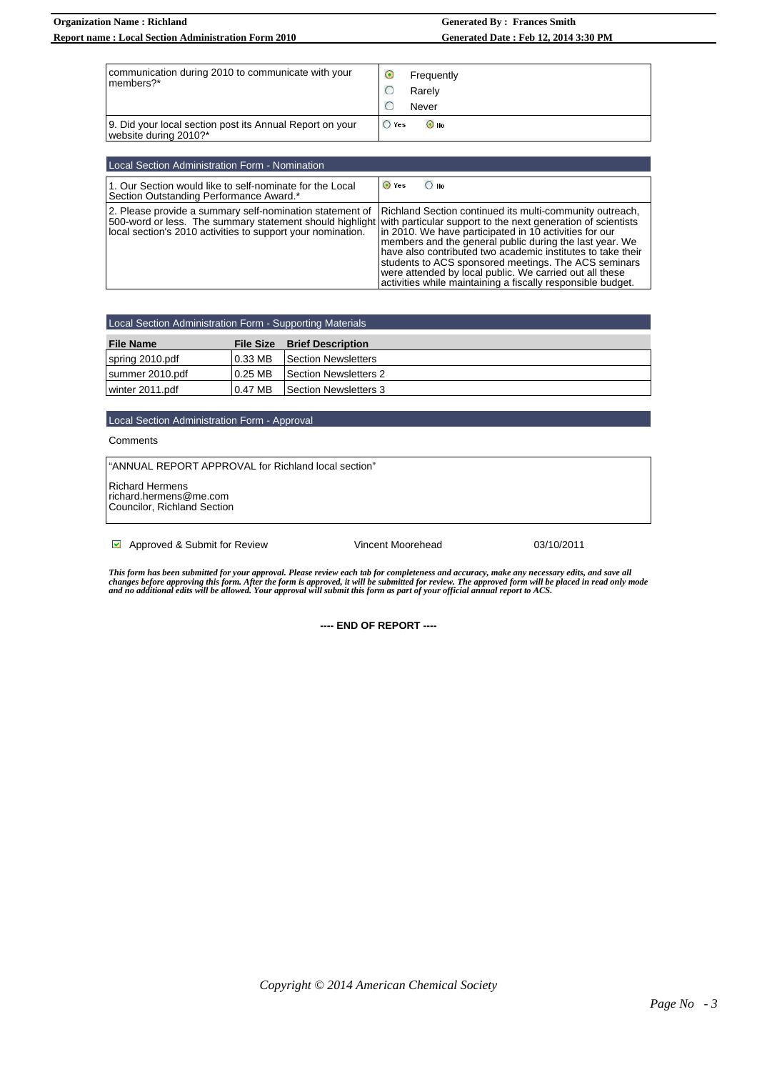| | |
|---|---|
| communication during 2010 to communicate with your members?* | (●) Frequently<br>( ) Rarely<br>( ) Never |
| 9. Did your local section post its Annual Report on your website during 2010?* | ( ) Yes (●) No |

## Local Section Administration Form - Nomination

| | |
|---|---|
| 1. Our Section would like to self-nominate for the Local Section Outstanding Performance Award.* | (●) Yes ( ) No |
| 2. Please provide a summary self-nomination statement of 500-word or less. The summary statement should highlight local section's 2010 activities to support your nomination. | Richland Section continued its multi-community outreach, with particular support to the next generation of scientists in 2010. We have participated in 10 activities for our members and the general public during the last year. We have also contributed two academic institutes to take their students to ACS sponsored meetings. The ACS seminars were attended by local public. We carried out all these activities while maintaining a fiscally responsible budget. |

## Local Section Administration Form - Supporting Materials

| File Name | File Size | Brief Description |
|---|---|---|
| spring 2010.pdf | 0.33 MB | Section Newsletters |
| summer 2010.pdf | 0.25 MB | Section Newsletters 2 |
| winter 2011.pdf | 0.47 MB | Section Newsletters 3 |

## Local Section Administration Form - Approval

Comments

"ANNUAL REPORT APPROVAL for Richland local section"

Richard Hermens
richard.hermens@me.com
Councilor, Richland Section

☑ Approved & Submit for Review    Vincent Moorehead    03/10/2011

***This form has been submitted for your approval. Please review each tab for completeness and accuracy, make any necessary edits, and save all changes before approving this form. After the form is approved, it will be submitted for review. The approved form will be placed in read only mode and no additional edits will be allowed. Your approval will submit this form as part of your official annual report to ACS.***

**---- END OF REPORT ----**